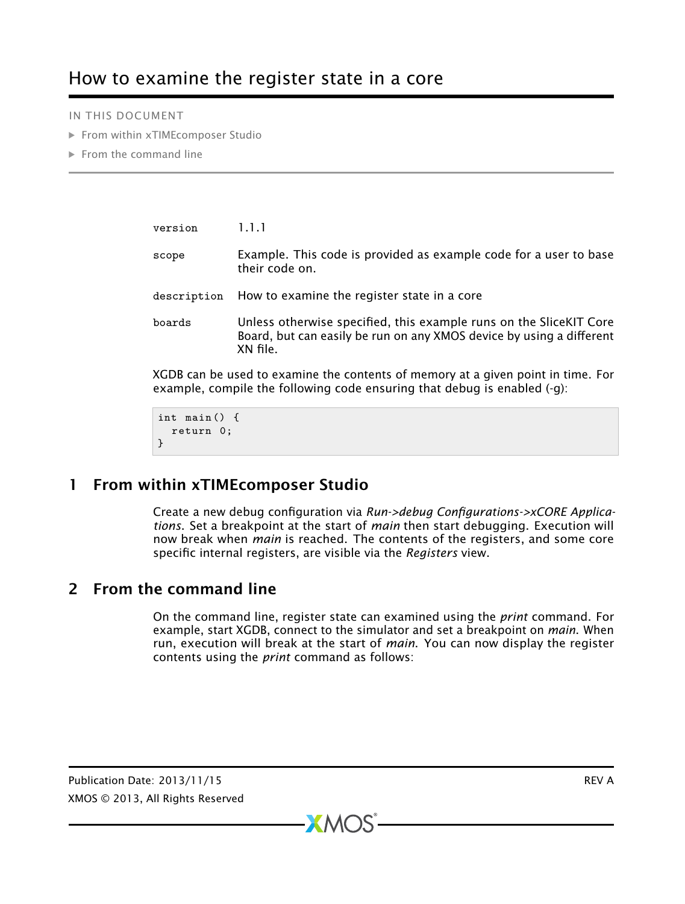# How to examine the register state in a core

IN THIS DOCUMENT

- From within xTIMEcomposer Studio
- From the command line

| | |
|---|---|
| version | 1.1.1 |
| scope | Example. This code is provided as example code for a user to base their code on. |
| description | How to examine the register state in a core |
| boards | Unless otherwise specified, this example runs on the SliceKIT Core Board, but can easily be run on any XMOS device by using a different XN file. |

XGDB can be used to examine the contents of memory at a given point in time. For example, compile the following code ensuring that debug is enabled (-g):

```
int main() {
  return 0;
}
```

## 1 From within xTIMEcomposer Studio

Create a new debug configuration via *Run->debug Configurations->xCORE Applications*. Set a breakpoint at the start of *main* then start debugging. Execution will now break when *main* is reached. The contents of the registers, and some core specific internal registers, are visible via the *Registers* view.

## 2 From the command line

On the command line, register state can examined using the *print* command. For example, start XGDB, connect to the simulator and set a breakpoint on *main*. When run, execution will break at the start of *main*. You can now display the register contents using the *print* command as follows: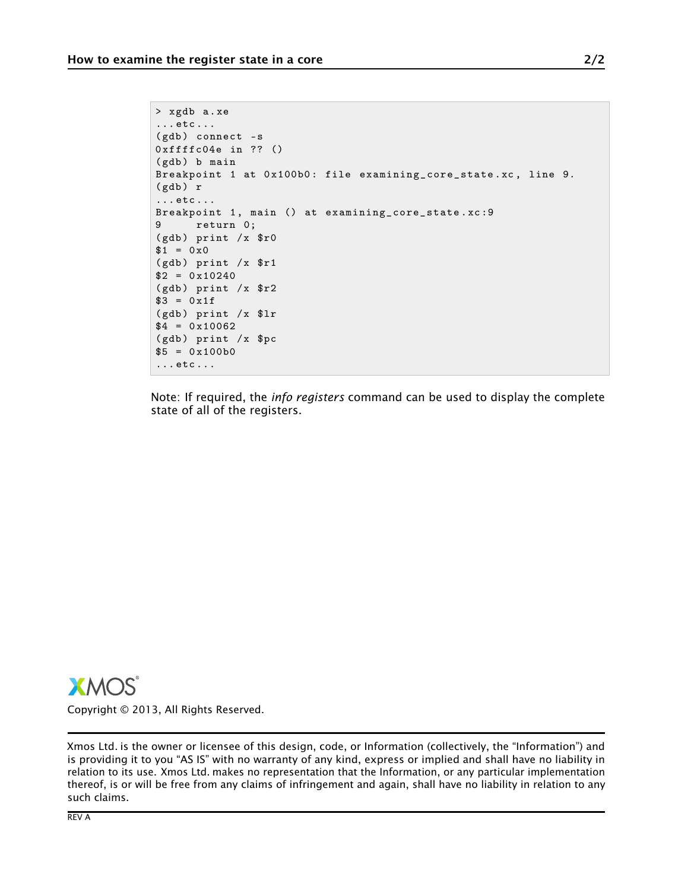```
> xgdb a.xe
...etc...
(gdb) connect -s
0xffffc04e in ?? ()
(gdb) b main
Breakpoint 1 at 0x100b0: file examining_core_state.xc, line 9.
(gdb) r
...etc...
Breakpoint 1, main () at examining_core_state.xc:9
9       return 0;
(gdb) print /x $r0
$1 = 0x0
(gdb) print /x $r1
$2 = 0x10240
(gdb) print /x $r2
$3 = 0x1f
(gdb) print /x $lr
$4 = 0x10062
(gdb) print /x $pc
$5 = 0x100b0
...etc...
```

Note: If required, the *info registers* command can be used to display the complete state of all of the registers.

XMOS®

Copyright © 2013, All Rights Reserved.

Xmos Ltd. is the owner or licensee of this design, code, or Information (collectively, the "Information") and is providing it to you "AS IS" with no warranty of any kind, express or implied and shall have no liability in relation to its use. Xmos Ltd. makes no representation that the Information, or any particular implementation thereof, is or will be free from any claims of infringement and again, shall have no liability in relation to any such claims.

REV A